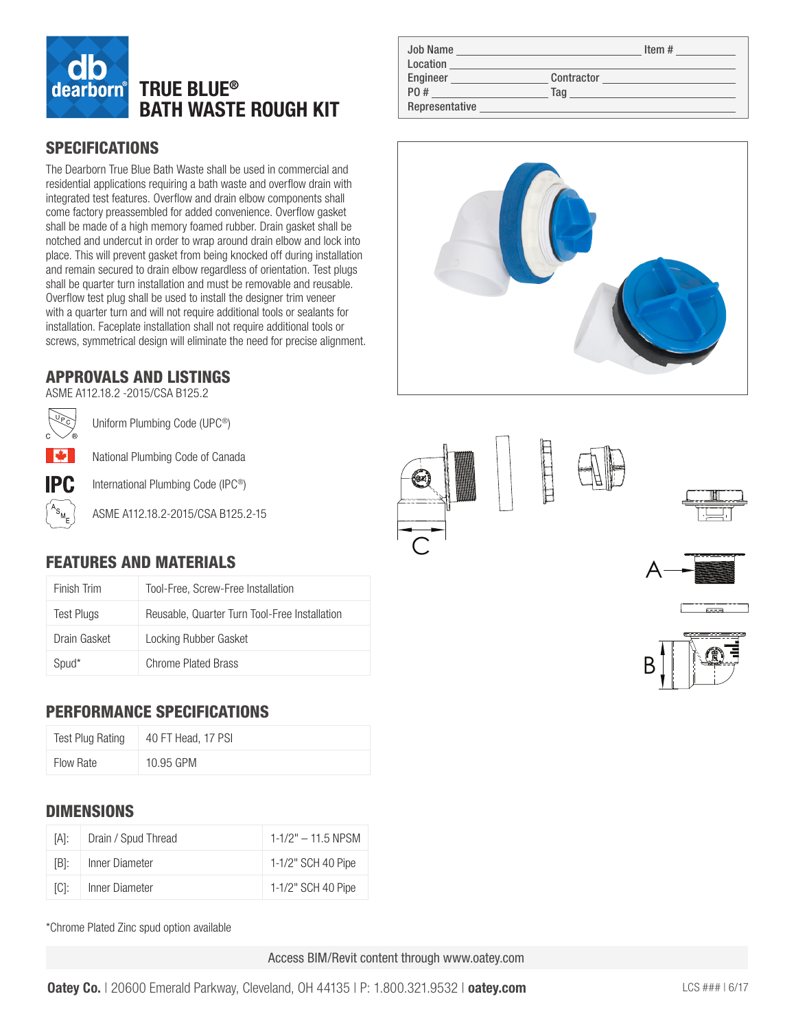# dearborn TRUE BLUE® BATH WASTE ROUGH KIT

Job Name ______________________ Item # __________
Location ______________________
Engineer ______________ Contractor ______________
PO # ______________ Tag ______________
Representative ______________________

## SPECIFICATIONS

The Dearborn True Blue Bath Waste shall be used in commercial and residential applications requiring a bath waste and overflow drain with integrated test features. Overflow and drain elbow components shall come factory preassembled for added convenience. Overflow gasket shall be made of a high memory foamed rubber. Drain gasket shall be notched and undercut in order to wrap around drain elbow and lock into place. This will prevent gasket from being knocked off during installation and remain secured to drain elbow regardless of orientation. Test plugs shall be quarter turn installation and must be removable and reusable. Overflow test plug shall be used to install the designer trim veneer with a quarter turn and will not require additional tools or sealants for installation. Faceplate installation shall not require additional tools or screws, symmetrical design will eliminate the need for precise alignment.

## APPROVALS AND LISTINGS

ASME A112.18.2 -2015/CSA B125.2

- Uniform Plumbing Code (UPC®)
- National Plumbing Code of Canada
- International Plumbing Code (IPC®)
- ASME A112.18.2-2015/CSA B125.2-15

## FEATURES AND MATERIALS

| | |
|---|---|
| Finish Trim | Tool-Free, Screw-Free Installation |
| Test Plugs | Reusable, Quarter Turn Tool-Free Installation |
| Drain Gasket | Locking Rubber Gasket |
| Spud* | Chrome Plated Brass |

## PERFORMANCE SPECIFICATIONS

| | |
|---|---|
| Test Plug Rating | 40 FT Head, 17 PSI |
| Flow Rate | 10.95 GPM |

## DIMENSIONS

| | | |
|---|---|---|
| [A]: | Drain / Spud Thread | 1-1/2" – 11.5 NPSM |
| [B]: | Inner Diameter | 1-1/2" SCH 40 Pipe |
| [C]: | Inner Diameter | 1-1/2" SCH 40 Pipe |

*Chrome Plated Zinc spud option available

C

A

B

Access BIM/Revit content through www.oatey.com

**Oatey Co.** | 20600 Emerald Parkway, Cleveland, OH 44135 | P: 1.800.321.9532 | **oatey.com**

LCS ### | 6/17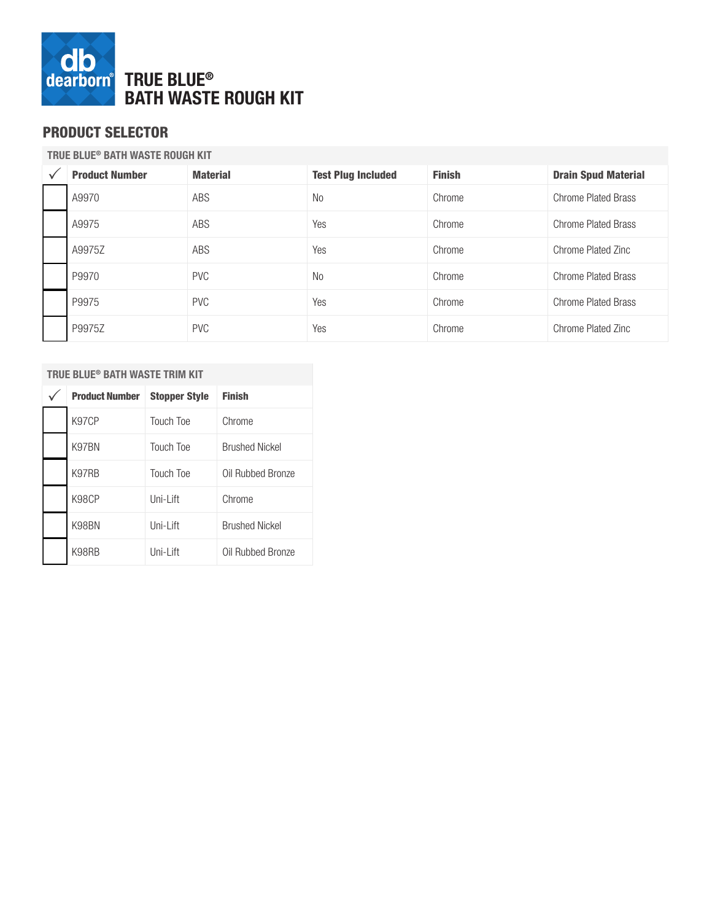# TRUE BLUE® BATH WASTE ROUGH KIT

## PRODUCT SELECTOR

**TRUE BLUE® BATH WASTE ROUGH KIT**

| ✓ | Product Number | Material | Test Plug Included | Finish | Drain Spud Material |
|---|---|---|---|---|---|
| | A9970 | ABS | No | Chrome | Chrome Plated Brass |
| | A9975 | ABS | Yes | Chrome | Chrome Plated Brass |
| | A9975Z | ABS | Yes | Chrome | Chrome Plated Zinc |
| | P9970 | PVC | No | Chrome | Chrome Plated Brass |
| | P9975 | PVC | Yes | Chrome | Chrome Plated Brass |
| | P9975Z | PVC | Yes | Chrome | Chrome Plated Zinc |

**TRUE BLUE® BATH WASTE TRIM KIT**

| ✓ | Product Number | Stopper Style | Finish |
|---|---|---|---|
| | K97CP | Touch Toe | Chrome |
| | K97BN | Touch Toe | Brushed Nickel |
| | K97RB | Touch Toe | Oil Rubbed Bronze |
| | K98CP | Uni-Lift | Chrome |
| | K98BN | Uni-Lift | Brushed Nickel |
| | K98RB | Uni-Lift | Oil Rubbed Bronze |